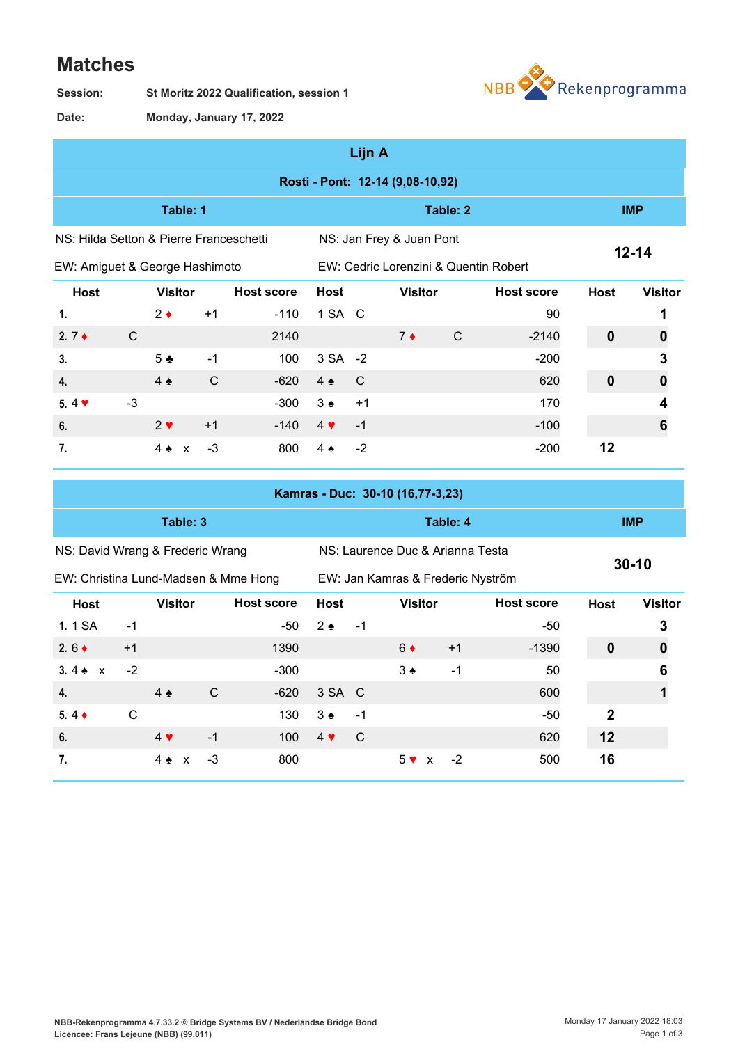# Matches

**Session:** St Moritz 2022 Qualification, session 1

**Date:** Monday, January 17, 2022

NBB Rekenprogramma

## Lijn A

### Rosti - Pont: 12-14 (9,08-10,92)

| Table: 1 | | | | Table: 2 | | | | IMP | |
|---|---|---|---|---|---|---|---|---|---|
| NS: Hilda Setton & Pierre Franceschetti | | | | NS: Jan Frey & Juan Pont | | | | 12-14 | |
| EW: Amiguet & George Hashimoto | | | | EW: Cedric Lorenzini & Quentin Robert | | | | | |
| **Host** | **Visitor** | | **Host score** | **Host** | **Visitor** | | **Host score** | **Host** | **Visitor** |
| 1. | 2 ♦ | +1 | -110 | 1 SA C | | | 90 | | 1 |
| 2. 7 ♦ C | | | 2140 | | 7 ♦ | C | -2140 | 0 | 0 |
| 3. | 5 ♣ | -1 | 100 | 3 SA -2 | | | -200 | | 3 |
| 4. | 4 ♠ | C | -620 | 4 ♠ C | | | 620 | 0 | 0 |
| 5. 4 ♥ -3 | | | -300 | 3 ♠ +1 | | | 170 | | 4 |
| 6. | 2 ♥ | +1 | -140 | 4 ♥ -1 | | | -100 | | 6 |
| 7. | 4 ♠ x | -3 | 800 | 4 ♠ -2 | | | -200 | 12 | |

### Kamras - Duc: 30-10 (16,77-3,23)

| Table: 3 | | | | Table: 4 | | | | IMP | |
|---|---|---|---|---|---|---|---|---|---|
| NS: David Wrang & Frederic Wrang | | | | NS: Laurence Duc & Arianna Testa | | | | 30-10 | |
| EW: Christina Lund-Madsen & Mme Hong | | | | EW: Jan Kamras & Frederic Nyström | | | | | |
| **Host** | **Visitor** | | **Host score** | **Host** | **Visitor** | | **Host score** | **Host** | **Visitor** |
| 1. 1 SA -1 | | | -50 | 2 ♠ -1 | | | -50 | | 3 |
| 2. 6 ♦ +1 | | | 1390 | | 6 ♦ | +1 | -1390 | 0 | 0 |
| 3. 4 ♠ x -2 | | | -300 | | 3 ♠ | -1 | 50 | | 6 |
| 4. | 4 ♠ | C | -620 | 3 SA C | | | 600 | | 1 |
| 5. 4 ♦ C | | | 130 | 3 ♠ -1 | | | -50 | 2 | |
| 6. | 4 ♥ | -1 | 100 | 4 ♥ C | | | 620 | 12 | |
| 7. | 4 ♠ x | -3 | 800 | | 5 ♥ x | -2 | 500 | 16 | |

NBB-Rekenprogramma 4.7.33.2 © Bridge Systems BV / Nederlandse Bridge Bond
Licencee: Frans Lejeune (NBB) (99.011)

Monday 17 January 2022 18:03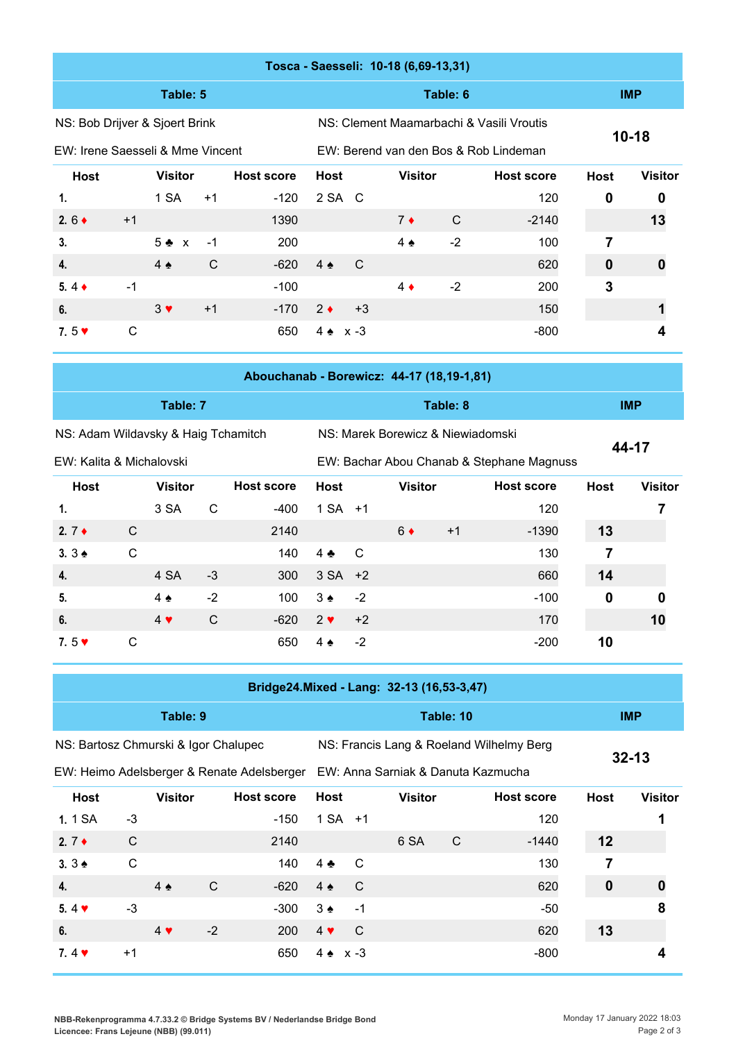## Tosca - Saesseli: 10-18 (6,69-13,31)

| | Table: 5 | | | Table: 6 | | | IMP | |
|---|---|---|---|---|---|---|---|---|
| | NS: Bob Drijver & Sjoert Brink | | | NS: Clement Maamarbachi & Vasili Vroutis | | | 10-18 | |
| | EW: Irene Saesseli & Mme Vincent | | | EW: Berend van den Bos & Rob Lindeman | | | | |
| | **Host** | **Visitor** | **Host score** | **Host** | **Visitor** | **Host score** | **Host** | **Visitor** |
| 1. | | 1 SA +1 | -120 | 2 SA C | | 120 | 0 | 0 |
| 2. | 6 ♦ +1 | | 1390 | | 7 ♦ C | -2140 | | 13 |
| 3. | | 5 ♣ x -1 | 200 | | 4 ♠ -2 | 100 | 7 | |
| 4. | | 4 ♠ C | -620 | 4 ♠ C | | 620 | 0 | 0 |
| 5. | 4 ♦ -1 | | -100 | | 4 ♦ -2 | 200 | 3 | |
| 6. | | 3 ♥ +1 | -170 | 2 ♦ +3 | | 150 | | 1 |
| 7. | 5 ♥ C | | 650 | 4 ♠ x -3 | | -800 | | 4 |

## Abouchanab - Borewicz: 44-17 (18,19-1,81)

| | Table: 7 | | | Table: 8 | | | IMP | |
|---|---|---|---|---|---|---|---|---|
| | NS: Adam Wildavsky & Haig Tchamitch | | | NS: Marek Borewicz & Niewiadomski | | | 44-17 | |
| | EW: Kalita & Michalovski | | | EW: Bachar Abou Chanab & Stephane Magnuss | | | | |
| | **Host** | **Visitor** | **Host score** | **Host** | **Visitor** | **Host score** | **Host** | **Visitor** |
| 1. | | 3 SA C | -400 | 1 SA +1 | | 120 | | 7 |
| 2. | 7 ♦ C | | 2140 | | 6 ♦ +1 | -1390 | 13 | |
| 3. | 3 ♠ C | | 140 | 4 ♣ C | | 130 | 7 | |
| 4. | | 4 SA -3 | 300 | 3 SA +2 | | 660 | 14 | |
| 5. | | 4 ♠ -2 | 100 | 3 ♠ -2 | | -100 | 0 | 0 |
| 6. | | 4 ♥ C | -620 | 2 ♥ +2 | | 170 | | 10 |
| 7. | 5 ♥ C | | 650 | 4 ♠ -2 | | -200 | 10 | |

## Bridge24.Mixed - Lang: 32-13 (16,53-3,47)

| | Table: 9 | | | Table: 10 | | | IMP | |
|---|---|---|---|---|---|---|---|---|
| | NS: Bartosz Chmurski & Igor Chalupec | | | NS: Francis Lang & Roeland Wilhelmy Berg | | | 32-13 | |
| | EW: Heimo Adelsberger & Renate Adelsberger | | | EW: Anna Sarniak & Danuta Kazmucha | | | | |
| | **Host** | **Visitor** | **Host score** | **Host** | **Visitor** | **Host score** | **Host** | **Visitor** |
| 1. | 1 SA -3 | | -150 | 1 SA +1 | | 120 | | 1 |
| 2. | 7 ♦ C | | 2140 | | 6 SA C | -1440 | 12 | |
| 3. | 3 ♠ C | | 140 | 4 ♣ C | | 130 | 7 | |
| 4. | | 4 ♠ C | -620 | 4 ♠ C | | 620 | 0 | 0 |
| 5. | 4 ♥ -3 | | -300 | 3 ♠ -1 | | -50 | | 8 |
| 6. | | 4 ♥ -2 | 200 | 4 ♥ C | | 620 | 13 | |
| 7. | 4 ♥ +1 | | 650 | 4 ♠ x -3 | | -800 | | 4 |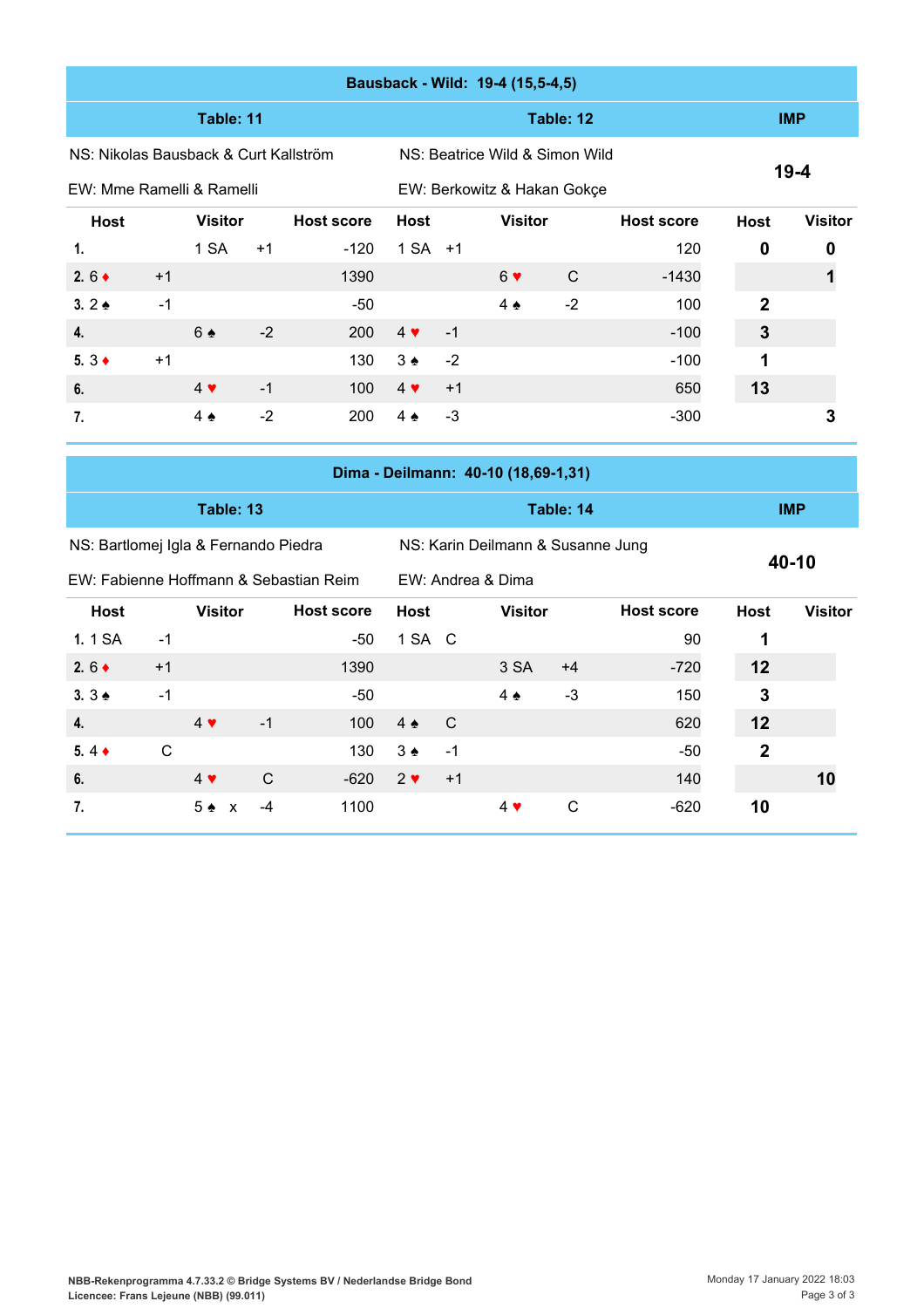| Bausback - Wild: 19-4 (15,5-4,5) | | | | | | | | | | | |
|---|---|---|---|---|---|---|---|---|---|---|---|
| **Table: 11** | | | | | **Table: 12** | | | | | **IMP** | |
| NS: Nikolas Bausback & Curt Kallström | | | | | NS: Beatrice Wild & Simon Wild | | | | | **19-4** | |
| EW: Mme Ramelli & Ramelli | | | | | EW: Berkowitz & Hakan Gokçe | | | | | | |
| **Host** | | **Visitor** | | **Host score** | **Host** | | **Visitor** | | **Host score** | **Host** | **Visitor** |
| 1. | | 1 SA | +1 | -120 | 1 SA | +1 | | | 120 | 0 | 0 |
| 2. 6 ♦ | +1 | | | 1390 | | | 6 ♥ | C | -1430 | | 1 |
| 3. 2 ♠ | -1 | | | -50 | | | 4 ♠ | -2 | 100 | 2 | |
| 4. | | 6 ♠ | -2 | 200 | 4 ♥ | -1 | | | -100 | 3 | |
| 5. 3 ♦ | +1 | | | 130 | 3 ♠ | -2 | | | -100 | 1 | |
| 6. | | 4 ♥ | -1 | 100 | 4 ♥ | +1 | | | 650 | 13 | |
| 7. | | 4 ♠ | -2 | 200 | 4 ♠ | -3 | | | -300 | | 3 |

| Dima - Deilmann: 40-10 (18,69-1,31) | | | | | | | | | | | |
|---|---|---|---|---|---|---|---|---|---|---|---|
| **Table: 13** | | | | | **Table: 14** | | | | | **IMP** | |
| NS: Bartlomej Igla & Fernando Piedra | | | | | NS: Karin Deilmann & Susanne Jung | | | | | **40-10** | |
| EW: Fabienne Hoffmann & Sebastian Reim | | | | | EW: Andrea & Dima | | | | | | |
| **Host** | | **Visitor** | | **Host score** | **Host** | | **Visitor** | | **Host score** | **Host** | **Visitor** |
| 1. 1 SA | -1 | | | -50 | 1 SA | C | | | 90 | 1 | |
| 2. 6 ♦ | +1 | | | 1390 | | | 3 SA | +4 | -720 | 12 | |
| 3. 3 ♠ | -1 | | | -50 | | | 4 ♠ | -3 | 150 | 3 | |
| 4. | | 4 ♥ | -1 | 100 | 4 ♠ | C | | | 620 | 12 | |
| 5. 4 ♦ | C | | | 130 | 3 ♠ | -1 | | | -50 | 2 | |
| 6. | | 4 ♥ | C | -620 | 2 ♥ | +1 | | | 140 | | 10 |
| 7. | | 5 ♠ x | -4 | 1100 | | | 4 ♥ | C | -620 | 10 | |

NBB-Rekenprogramma 4.7.33.2 © Bridge Systems BV / Nederlandse Bridge Bond
Licencee: Frans Lejeune (NBB) (99.011)

Monday 17 January 2022 18:03